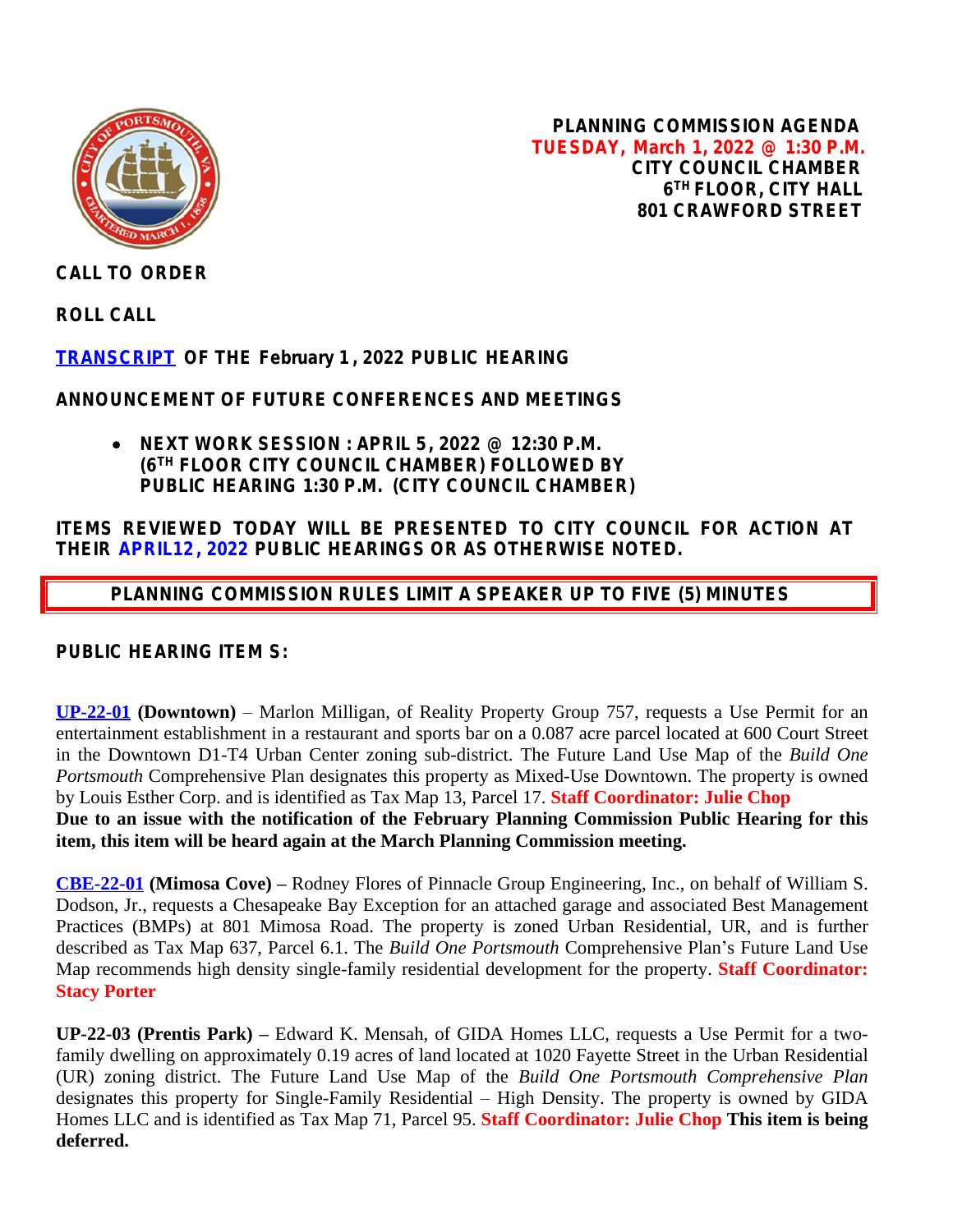**PLANNING COMMISSION AGENDA**
**TUESDAY, March 1, 2022 @ 1:30 P.M.**
**CITY COUNCIL CHAMBER**
**6TH FLOOR, CITY HALL**
**801 CRAWFORD STREET**

**CALL TO ORDER**

**ROLL CALL**

**TRANSCRIPT OF THE February 1, 2022 PUBLIC HEARING**

**ANNOUNCEMENT OF FUTURE CONFERENCES AND MEETINGS**

- **NEXT WORK SESSION : APRIL 5, 2022 @ 12:30 P.M. (6TH FLOOR CITY COUNCIL CHAMBER) FOLLOWED BY PUBLIC HEARING 1:30 P.M. (CITY COUNCIL CHAMBER)**

**ITEMS REVIEWED TODAY WILL BE PRESENTED TO CITY COUNCIL FOR ACTION AT THEIR APRIL12, 2022 PUBLIC HEARINGS OR AS OTHERWISE NOTED.**

**PLANNING COMMISSION RULES LIMIT A SPEAKER UP TO FIVE (5) MINUTES**

**PUBLIC HEARING ITEM S:**

**UP-22-01 (Downtown)** – Marlon Milligan, of Reality Property Group 757, requests a Use Permit for an entertainment establishment in a restaurant and sports bar on a 0.087 acre parcel located at 600 Court Street in the Downtown D1-T4 Urban Center zoning sub-district. The Future Land Use Map of the *Build One Portsmouth* Comprehensive Plan designates this property as Mixed-Use Downtown. The property is owned by Louis Esther Corp. and is identified as Tax Map 13, Parcel 17. **Staff Coordinator: Julie Chop**
**Due to an issue with the notification of the February Planning Commission Public Hearing for this item, this item will be heard again at the March Planning Commission meeting.**

**CBE-22-01 (Mimosa Cove) –** Rodney Flores of Pinnacle Group Engineering, Inc., on behalf of William S. Dodson, Jr., requests a Chesapeake Bay Exception for an attached garage and associated Best Management Practices (BMPs) at 801 Mimosa Road. The property is zoned Urban Residential, UR, and is further described as Tax Map 637, Parcel 6.1. The *Build One Portsmouth* Comprehensive Plan's Future Land Use Map recommends high density single-family residential development for the property. **Staff Coordinator: Stacy Porter**

**UP-22-03 (Prentis Park) –** Edward K. Mensah, of GIDA Homes LLC, requests a Use Permit for a two-family dwelling on approximately 0.19 acres of land located at 1020 Fayette Street in the Urban Residential (UR) zoning district. The Future Land Use Map of the *Build One Portsmouth Comprehensive Plan* designates this property for Single-Family Residential – High Density. The property is owned by GIDA Homes LLC and is identified as Tax Map 71, Parcel 95. **Staff Coordinator: Julie Chop** **This item is being deferred.**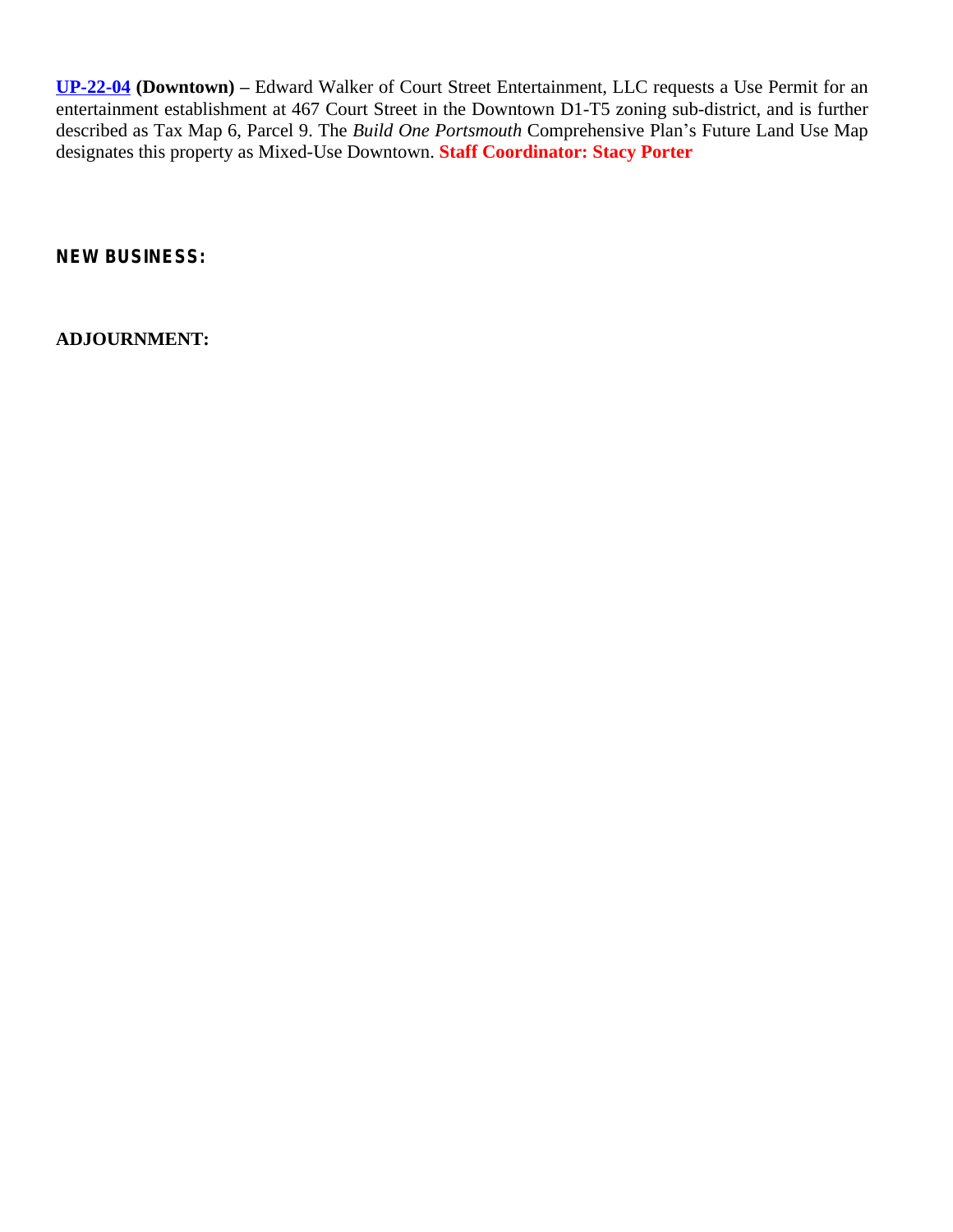**UP-22-04 (Downtown) –** Edward Walker of Court Street Entertainment, LLC requests a Use Permit for an entertainment establishment at 467 Court Street in the Downtown D1-T5 zoning sub-district, and is further described as Tax Map 6, Parcel 9. The *Build One Portsmouth* Comprehensive Plan's Future Land Use Map designates this property as Mixed-Use Downtown. **Staff Coordinator: Stacy Porter**

**NEW BUSINESS:**

**ADJOURNMENT:**